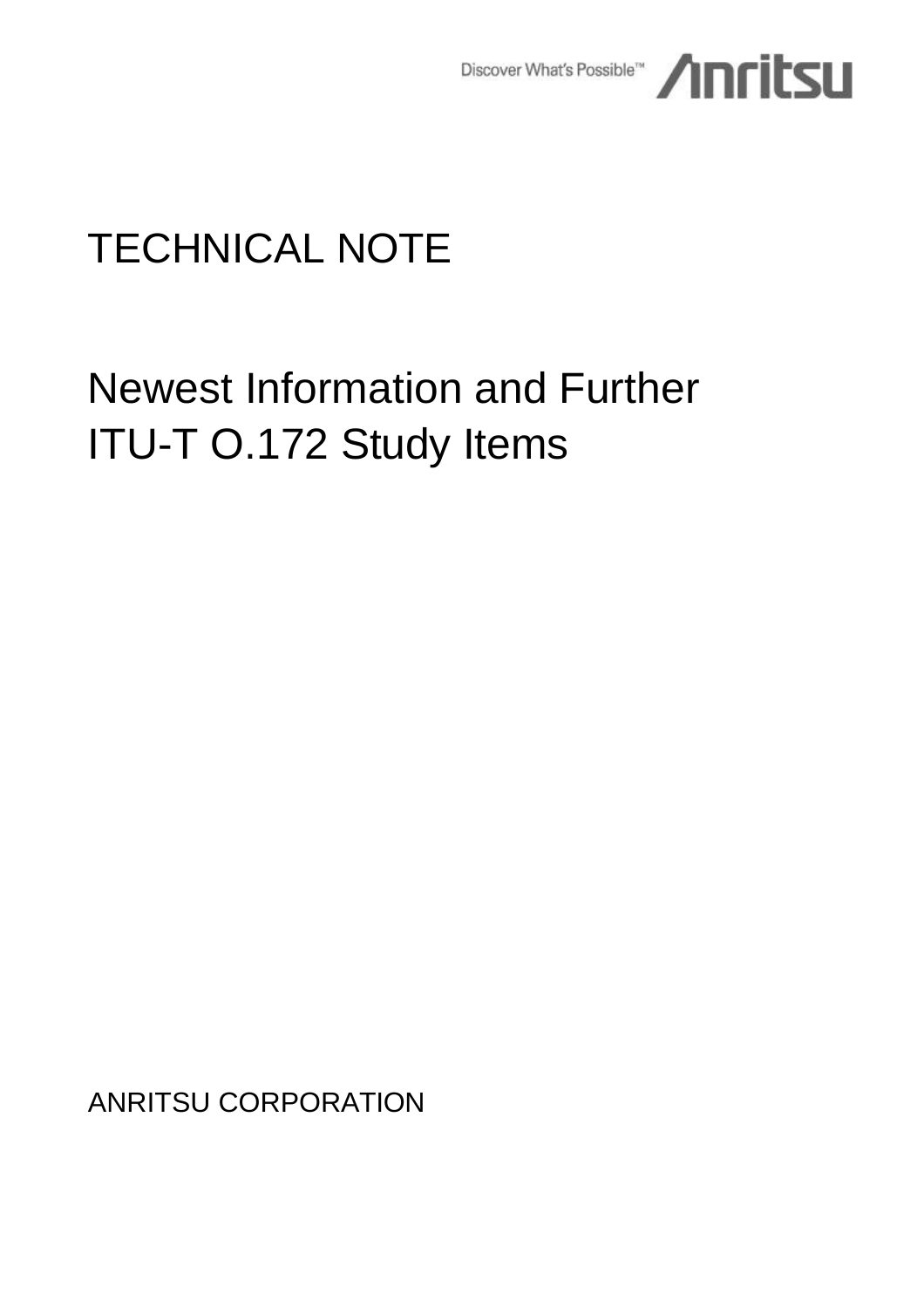Discover What's Possible™ Anritsu

# TECHNICAL NOTE

# Newest Information and Further ITU-T O.172 Study Items

ANRITSU CORPORATION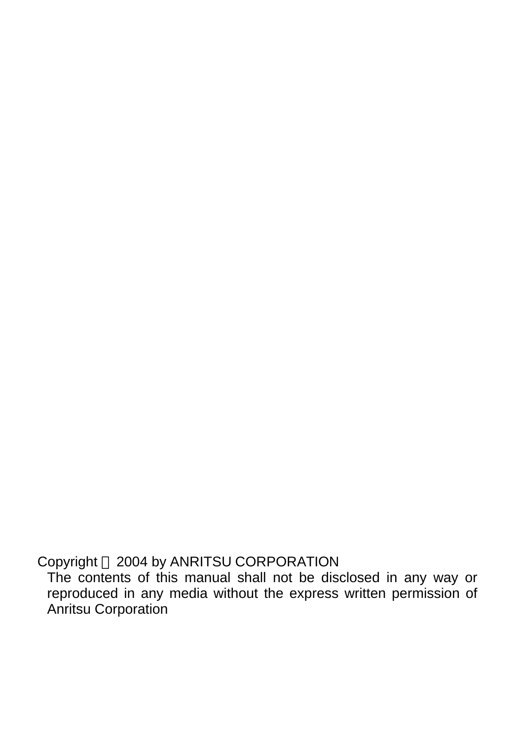Copyright ⓒ 2004 by ANRITSU CORPORATION

The contents of this manual shall not be disclosed in any way or reproduced in any media without the express written permission of Anritsu Corporation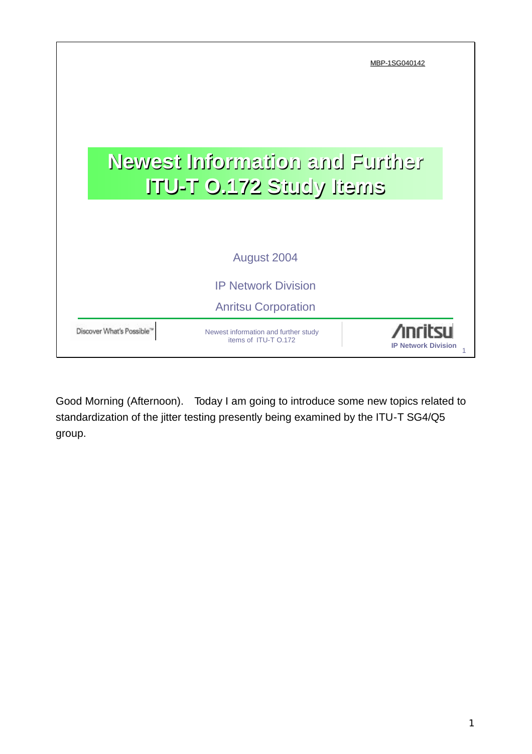MBP-1SG040142

# Newest Information and Further ITU-T O.172 Study Items

August 2004

IP Network Division

Anritsu Corporation

Discover What's Possible™

Newest information and further study items of ITU-T O.172

Anritsu IP Network Division

Good Morning (Afternoon). Today I am going to introduce some new topics related to standardization of the jitter testing presently being examined by the ITU-T SG4/Q5 group.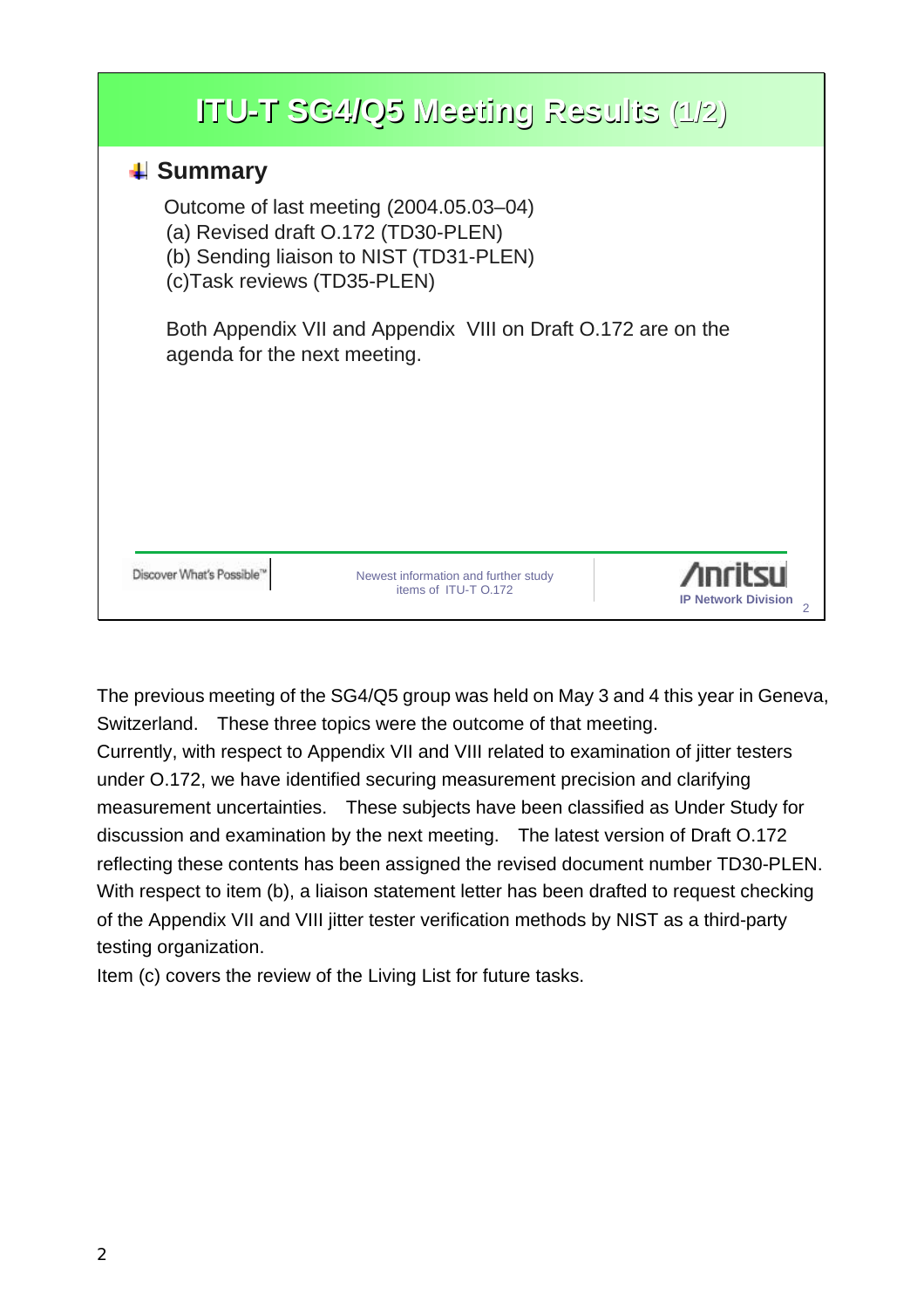## ITU-T SG4/Q5 Meeting Results (1/2)

### Summary

Outcome of last meeting (2004.05.03–04)

(a) Revised draft O.172 (TD30-PLEN)

(b) Sending liaison to NIST (TD31-PLEN)

(c)Task reviews (TD35-PLEN)

Both Appendix VII and Appendix VIII on Draft O.172 are on the agenda for the next meeting.

Discover What's Possible™

Newest information and further study items of ITU-T O.172

Anritsu IP Network Division

The previous meeting of the SG4/Q5 group was held on May 3 and 4 this year in Geneva, Switzerland. These three topics were the outcome of that meeting.
Currently, with respect to Appendix VII and VIII related to examination of jitter testers under O.172, we have identified securing measurement precision and clarifying measurement uncertainties. These subjects have been classified as Under Study for discussion and examination by the next meeting. The latest version of Draft O.172 reflecting these contents has been assigned the revised document number TD30-PLEN.
With respect to item (b), a liaison statement letter has been drafted to request checking of the Appendix VII and VIII jitter tester verification methods by NIST as a third-party testing organization.
Item (c) covers the review of the Living List for future tasks.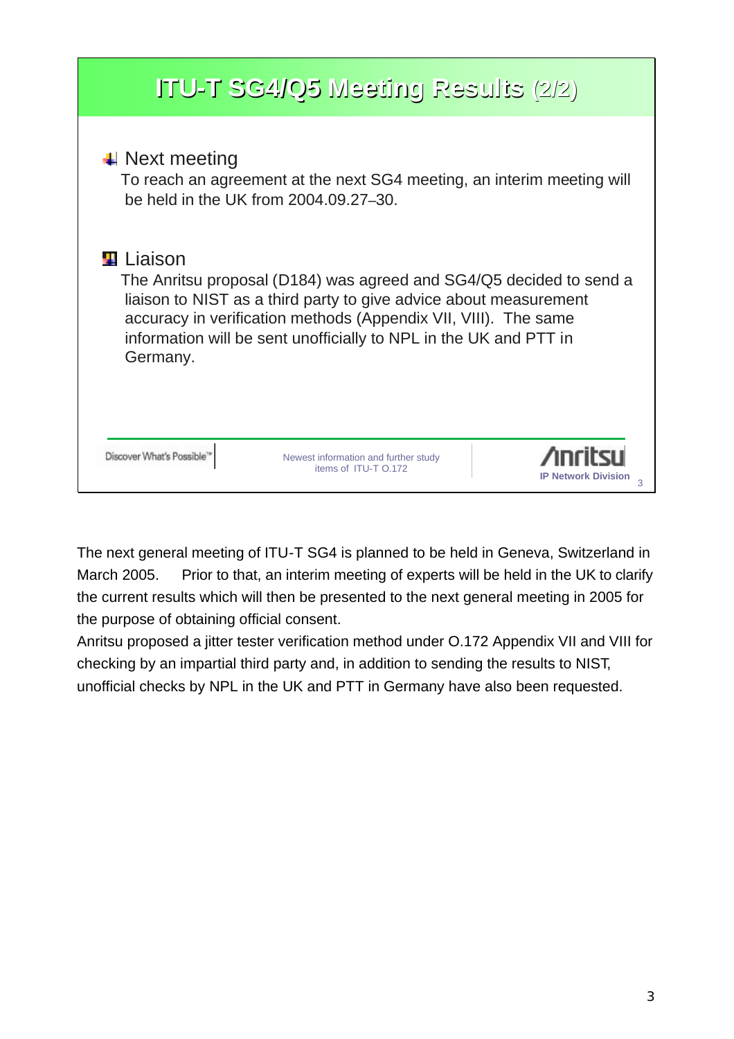# ITU-T SG4/Q5 Meeting Results (2/2)

- **Next meeting**

  To reach an agreement at the next SG4 meeting, an interim meeting will be held in the UK from 2004.09.27–30.

- **Liaison**

  The Anritsu proposal (D184) was agreed and SG4/Q5 decided to send a liaison to NIST as a third party to give advice about measurement accuracy in verification methods (Appendix VII, VIII). The same information will be sent unofficially to NPL in the UK and PTT in Germany.

Discover What's Possible™ | Newest information and further study items of ITU-T O.172 | Anritsu IP Network Division

The next general meeting of ITU-T SG4 is planned to be held in Geneva, Switzerland in March 2005. Prior to that, an interim meeting of experts will be held in the UK to clarify the current results which will then be presented to the next general meeting in 2005 for the purpose of obtaining official consent.

Anritsu proposed a jitter tester verification method under O.172 Appendix VII and VIII for checking by an impartial third party and, in addition to sending the results to NIST, unofficial checks by NPL in the UK and PTT in Germany have also been requested.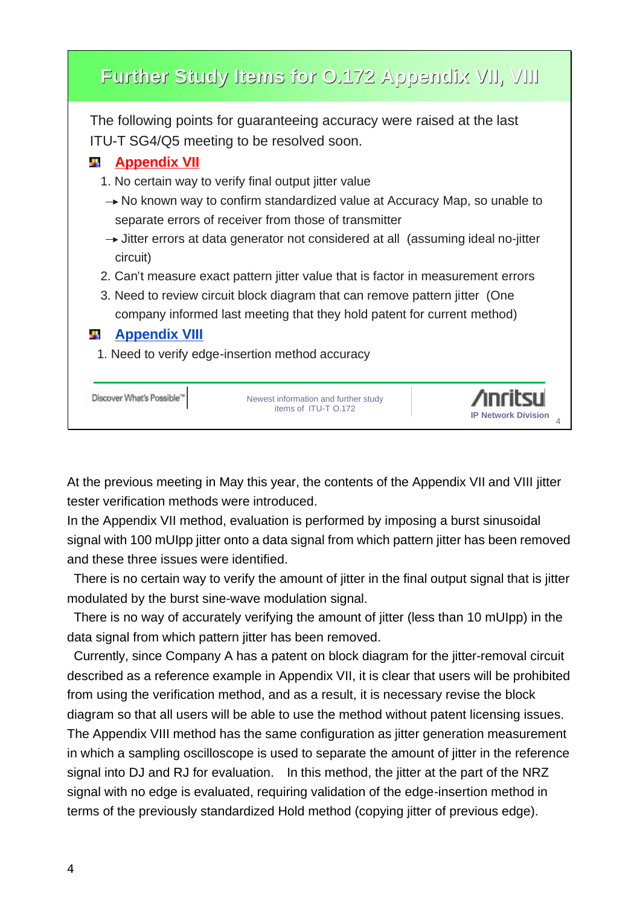## Further Study Items for O.172 Appendix VII, VIII

The following points for guaranteeing accuracy were raised at the last ITU-T SG4/Q5 meeting to be resolved soon.

**Appendix VII**

1. No certain way to verify final output jitter value
   - → No known way to confirm standardized value at Accuracy Map, so unable to separate errors of receiver from those of transmitter
   - → Jitter errors at data generator not considered at all (assuming ideal no-jitter circuit)
2. Can't measure exact pattern jitter value that is factor in measurement errors
3. Need to review circuit block diagram that can remove pattern jitter (One company informed last meeting that they hold patent for current method)

**Appendix VIII**

1. Need to verify edge-insertion method accuracy

Discover What's Possible™ | Newest information and further study items of ITU-T O.172 | Anritsu IP Network Division

At the previous meeting in May this year, the contents of the Appendix VII and VIII jitter tester verification methods were introduced.

In the Appendix VII method, evaluation is performed by imposing a burst sinusoidal signal with 100 mUIpp jitter onto a data signal from which pattern jitter has been removed and these three issues were identified.

There is no certain way to verify the amount of jitter in the final output signal that is jitter modulated by the burst sine-wave modulation signal.

There is no way of accurately verifying the amount of jitter (less than 10 mUIpp) in the data signal from which pattern jitter has been removed.

Currently, since Company A has a patent on block diagram for the jitter-removal circuit described as a reference example in Appendix VII, it is clear that users will be prohibited from using the verification method, and as a result, it is necessary revise the block diagram so that all users will be able to use the method without patent licensing issues.

The Appendix VIII method has the same configuration as jitter generation measurement in which a sampling oscilloscope is used to separate the amount of jitter in the reference signal into DJ and RJ for evaluation. In this method, the jitter at the part of the NRZ signal with no edge is evaluated, requiring validation of the edge-insertion method in terms of the previously standardized Hold method (copying jitter of previous edge).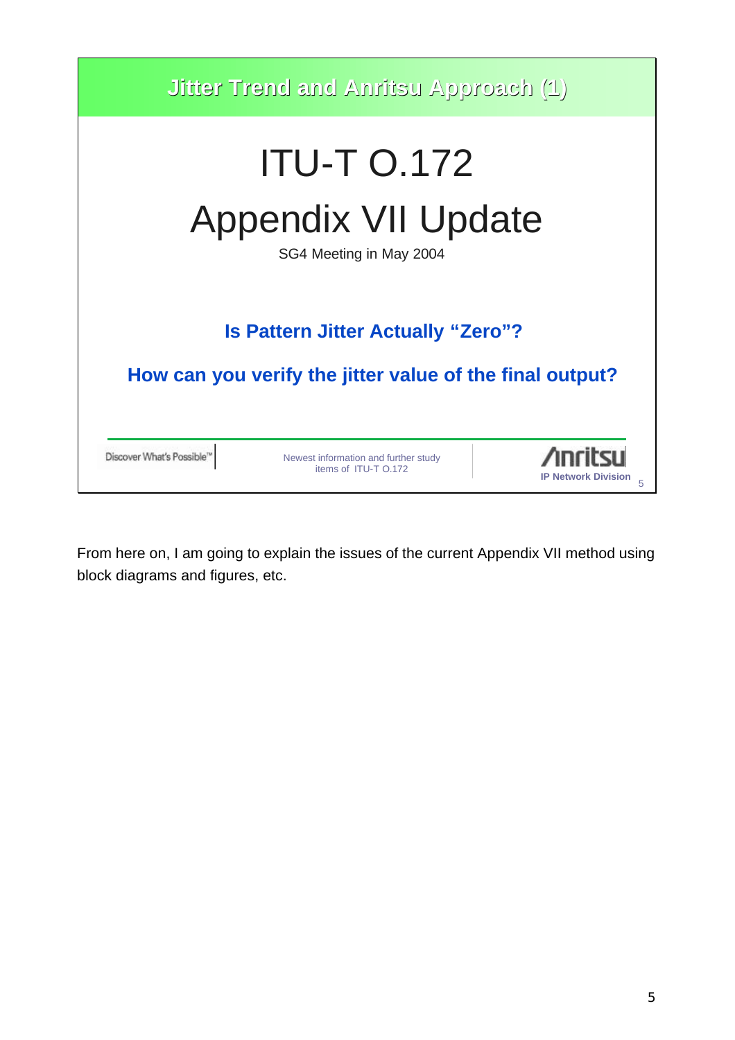## Jitter Trend and Anritsu Approach (1)

# ITU-T O.172

# Appendix VII Update

SG4 Meeting in May 2004

**Is Pattern Jitter Actually "Zero"?**

**How can you verify the jitter value of the final output?**

Discover What's Possible™

Newest information and further study items of ITU-T O.172

Anritsu
IP Network Division

From here on, I am going to explain the issues of the current Appendix VII method using block diagrams and figures, etc.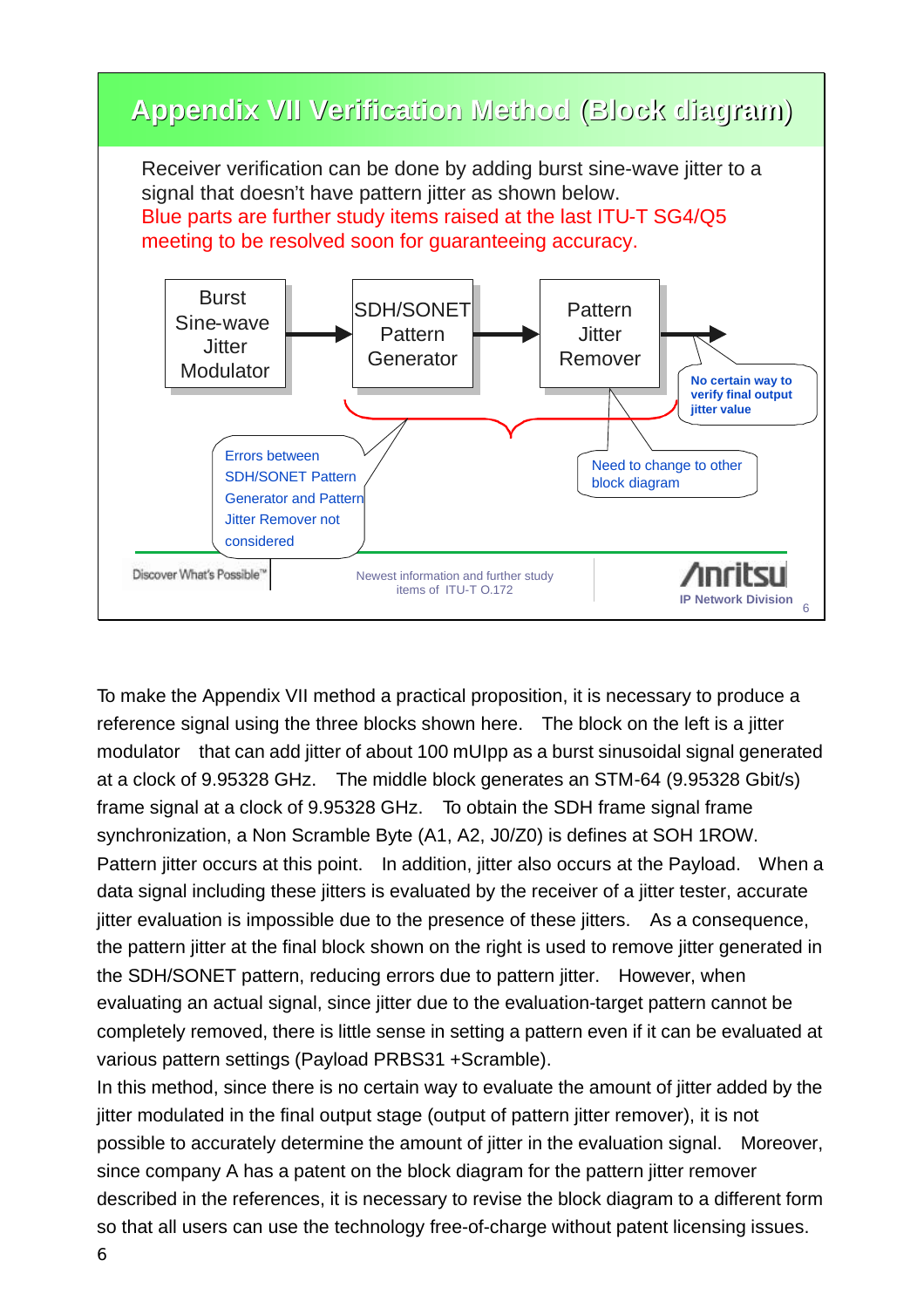## Appendix VII Verification Method (Block diagram)

Receiver verification can be done by adding burst sine-wave jitter to a signal that doesn't have pattern jitter as shown below.

Blue parts are further study items raised at the last ITU-T SG4/Q5 meeting to be resolved soon for guaranteeing accuracy.

Burst Sine-wave Jitter Modulator → SDH/SONET Pattern Generator → Pattern Jitter Remover →

No certain way to verify final output jitter value

Errors between SDH/SONET Pattern Generator and Pattern Jitter Remover not considered

Need to change to other block diagram

Discover What's Possible™ | Newest information and further study items of ITU-T O.172 | Anritsu IP Network Division

To make the Appendix VII method a practical proposition, it is necessary to produce a reference signal using the three blocks shown here. The block on the left is a jitter modulator that can add jitter of about 100 mUIpp as a burst sinusoidal signal generated at a clock of 9.95328 GHz. The middle block generates an STM-64 (9.95328 Gbit/s) frame signal at a clock of 9.95328 GHz. To obtain the SDH frame signal frame synchronization, a Non Scramble Byte (A1, A2, J0/Z0) is defines at SOH 1ROW. Pattern jitter occurs at this point. In addition, jitter also occurs at the Payload. When a data signal including these jitters is evaluated by the receiver of a jitter tester, accurate jitter evaluation is impossible due to the presence of these jitters. As a consequence, the pattern jitter at the final block shown on the right is used to remove jitter generated in the SDH/SONET pattern, reducing errors due to pattern jitter. However, when evaluating an actual signal, since jitter due to the evaluation-target pattern cannot be completely removed, there is little sense in setting a pattern even if it can be evaluated at various pattern settings (Payload PRBS31 +Scramble).

In this method, since there is no certain way to evaluate the amount of jitter added by the jitter modulated in the final output stage (output of pattern jitter remover), it is not possible to accurately determine the amount of jitter in the evaluation signal. Moreover, since company A has a patent on the block diagram for the pattern jitter remover described in the references, it is necessary to revise the block diagram to a different form so that all users can use the technology free-of-charge without patent licensing issues.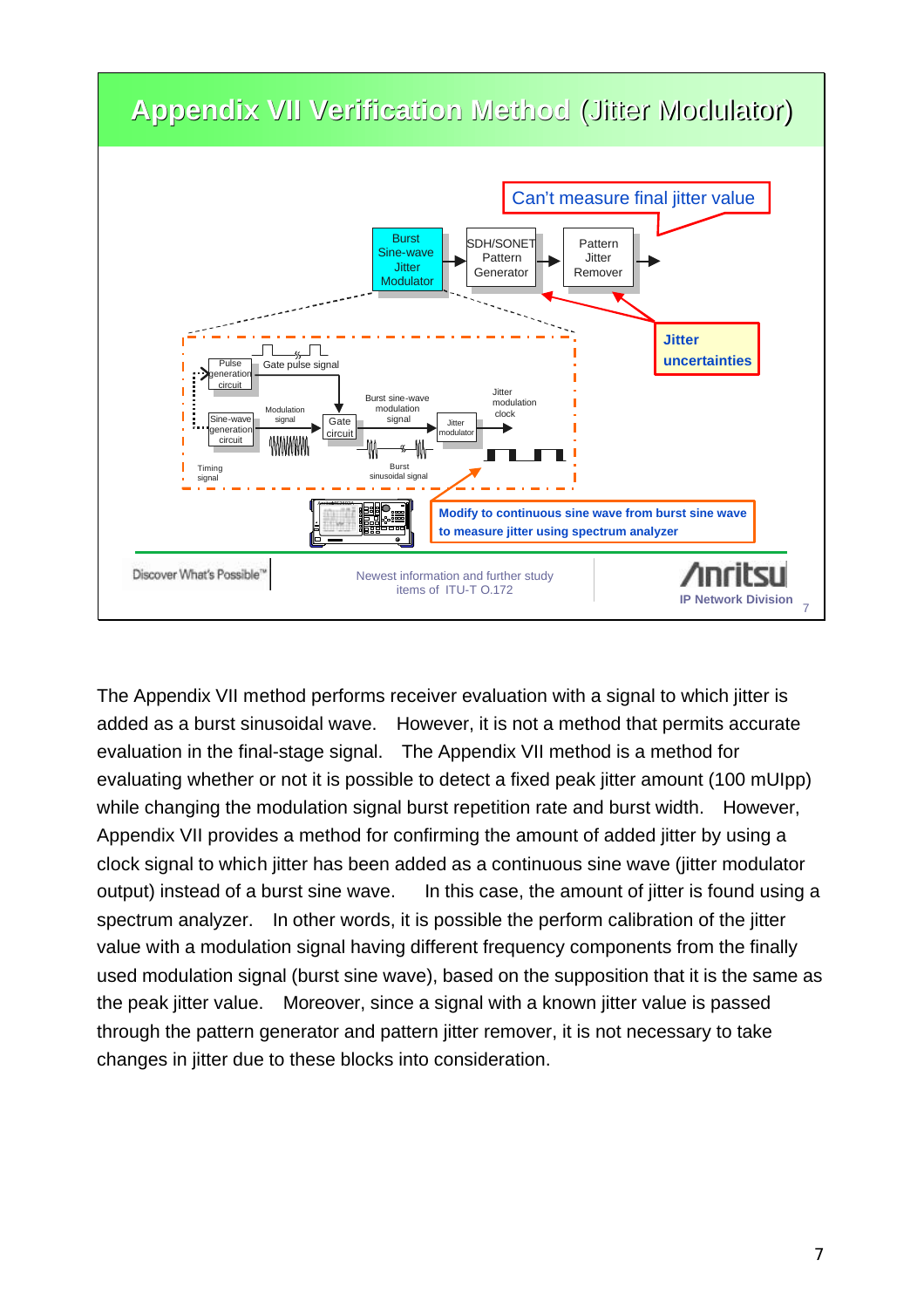## Appendix VII Verification Method (Jitter Modulator)

Can't measure final jitter value

Burst Sine-wave Jitter Modulator → SDH/SONET Pattern Generator → Pattern Jitter Remover →

Jitter uncertainties

Pulse generation circuit — Gate pulse signal

Sine-wave generation circuit — Modulation signal → Gate circuit → Burst sine-wave modulation signal → Jitter modulator → Jitter modulation clock

Timing signal

Burst sinusoidal signal

Modify to continuous sine wave from burst sine wave to measure jitter using spectrum analyzer

Discover What's Possible™

Newest information and further study items of ITU-T O.172

Anritsu IP Network Division

The Appendix VII method performs receiver evaluation with a signal to which jitter is added as a burst sinusoidal wave. However, it is not a method that permits accurate evaluation in the final-stage signal. The Appendix VII method is a method for evaluating whether or not it is possible to detect a fixed peak jitter amount (100 mUIpp) while changing the modulation signal burst repetition rate and burst width. However, Appendix VII provides a method for confirming the amount of added jitter by using a clock signal to which jitter has been added as a continuous sine wave (jitter modulator output) instead of a burst sine wave. In this case, the amount of jitter is found using a spectrum analyzer. In other words, it is possible the perform calibration of the jitter value with a modulation signal having different frequency components from the finally used modulation signal (burst sine wave), based on the supposition that it is the same as the peak jitter value. Moreover, since a signal with a known jitter value is passed through the pattern generator and pattern jitter remover, it is not necessary to take changes in jitter due to these blocks into consideration.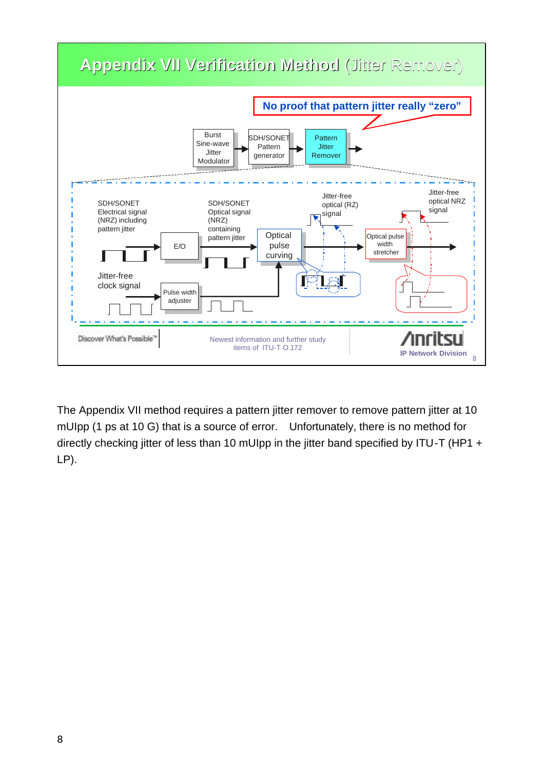# Appendix VII Verification Method (Jitter Remover)

**No proof that pattern jitter really "zero"**

Burst Sine-wave Jitter Modulator → SDH/SONET Pattern generator → Pattern Jitter Remover →

SDH/SONET Electrical signal (NRZ) including pattern jitter → E/O → SDH/SONET Optical signal (NRZ) containing pattern jitter → Optical pulse curving → Jitter-free optical (RZ) signal → Optical pulse width stretcher → Jitter-free optical NRZ signal

Jitter-free clock signal → Pulse width adjuster → Optical pulse curving

Discover What's Possible™

Newest information and further study items of ITU-T O.172

Anritsu IP Network Division

The Appendix VII method requires a pattern jitter remover to remove pattern jitter at 10 mUIpp (1 ps at 10 G) that is a source of error. Unfortunately, there is no method for directly checking jitter of less than 10 mUIpp in the jitter band specified by ITU-T (HP1 + LP).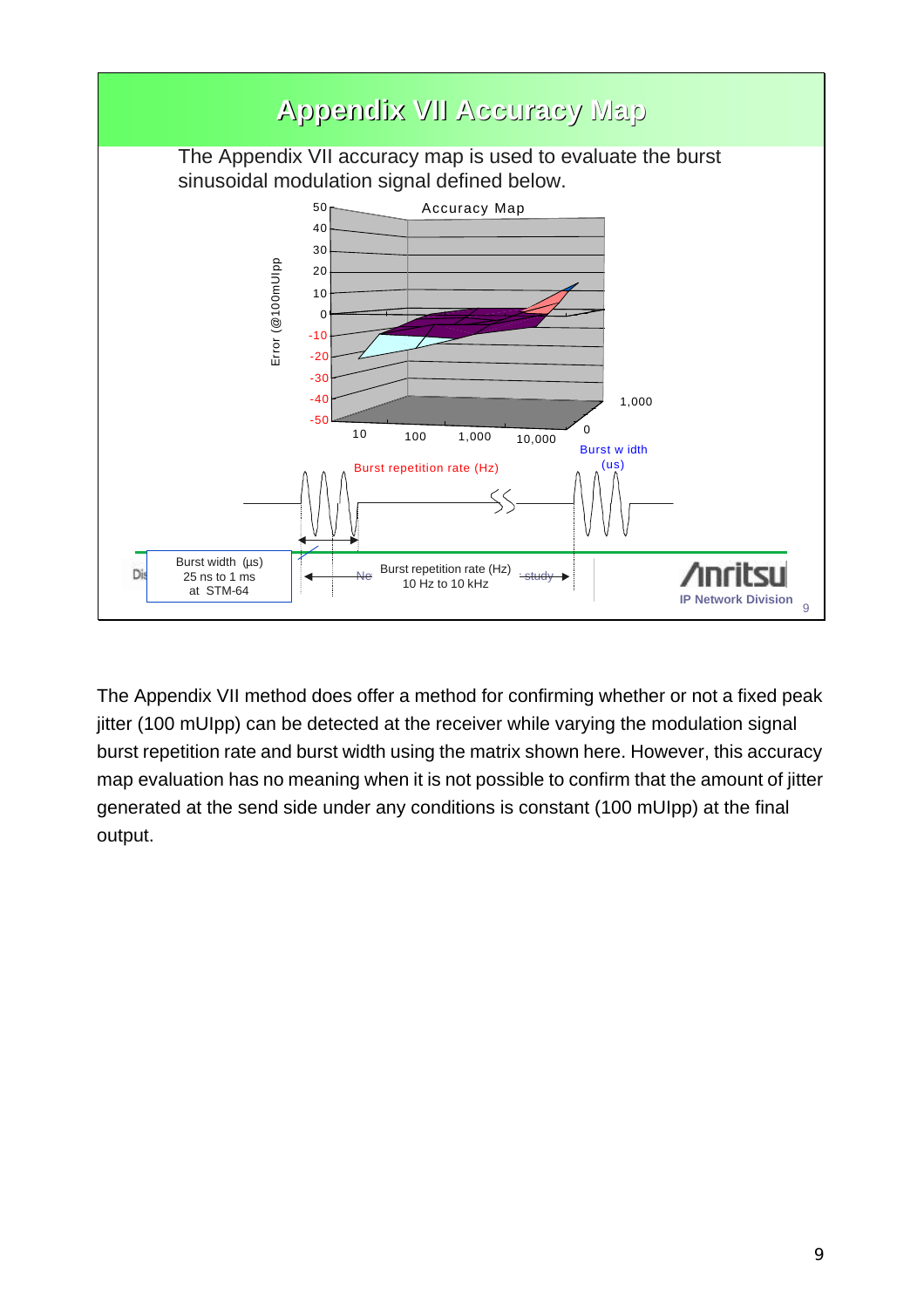## Appendix VII Accuracy Map

The Appendix VII accuracy map is used to evaluate the burst sinusoidal modulation signal defined below.

Accuracy Map

Error (@100mUIpp)

50, 40, 30, 20, 10, 0, -10, -20, -30, -40, -50

10, 100, 1,000, 10,000

Burst repetition rate (Hz)

0, 1,000

Burst width (us)

Burst width (µs)
25 ns to 1 ms
at STM-64

Burst repetition rate (Hz)
10 Hz to 10 kHz

Anritsu
IP Network Division

The Appendix VII method does offer a method for confirming whether or not a fixed peak jitter (100 mUIpp) can be detected at the receiver while varying the modulation signal burst repetition rate and burst width using the matrix shown here. However, this accuracy map evaluation has no meaning when it is not possible to confirm that the amount of jitter generated at the send side under any conditions is constant (100 mUIpp) at the final output.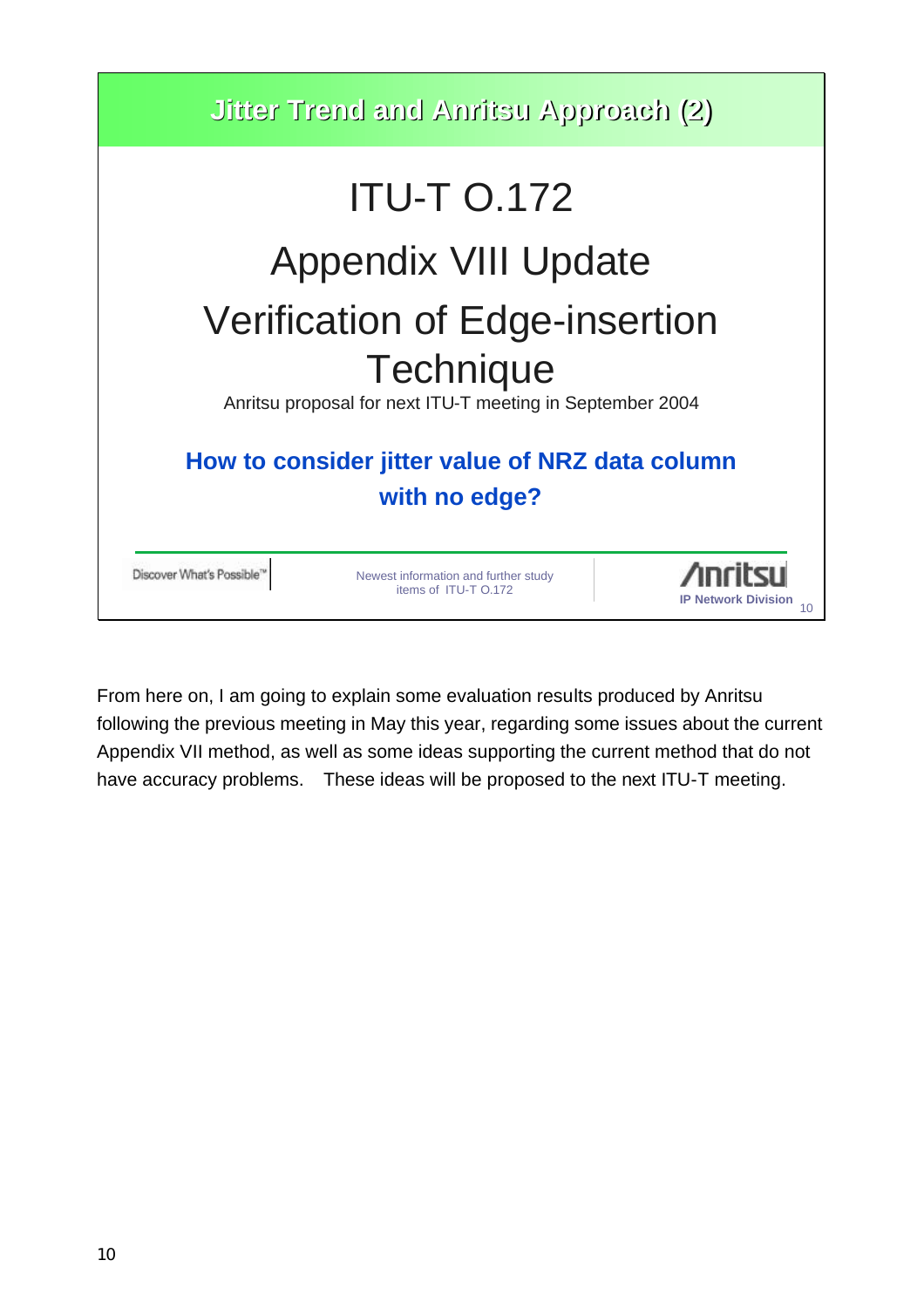## Jitter Trend and Anritsu Approach (2)

# ITU-T O.172

# Appendix VIII Update

# Verification of Edge-insertion Technique

Anritsu proposal for next ITU-T meeting in September 2004

**How to consider jitter value of NRZ data column with no edge?**

Discover What's Possible™

Newest information and further study items of ITU-T O.172

Anritsu
IP Network Division

From here on, I am going to explain some evaluation results produced by Anritsu following the previous meeting in May this year, regarding some issues about the current Appendix VII method, as well as some ideas supporting the current method that do not have accuracy problems. These ideas will be proposed to the next ITU-T meeting.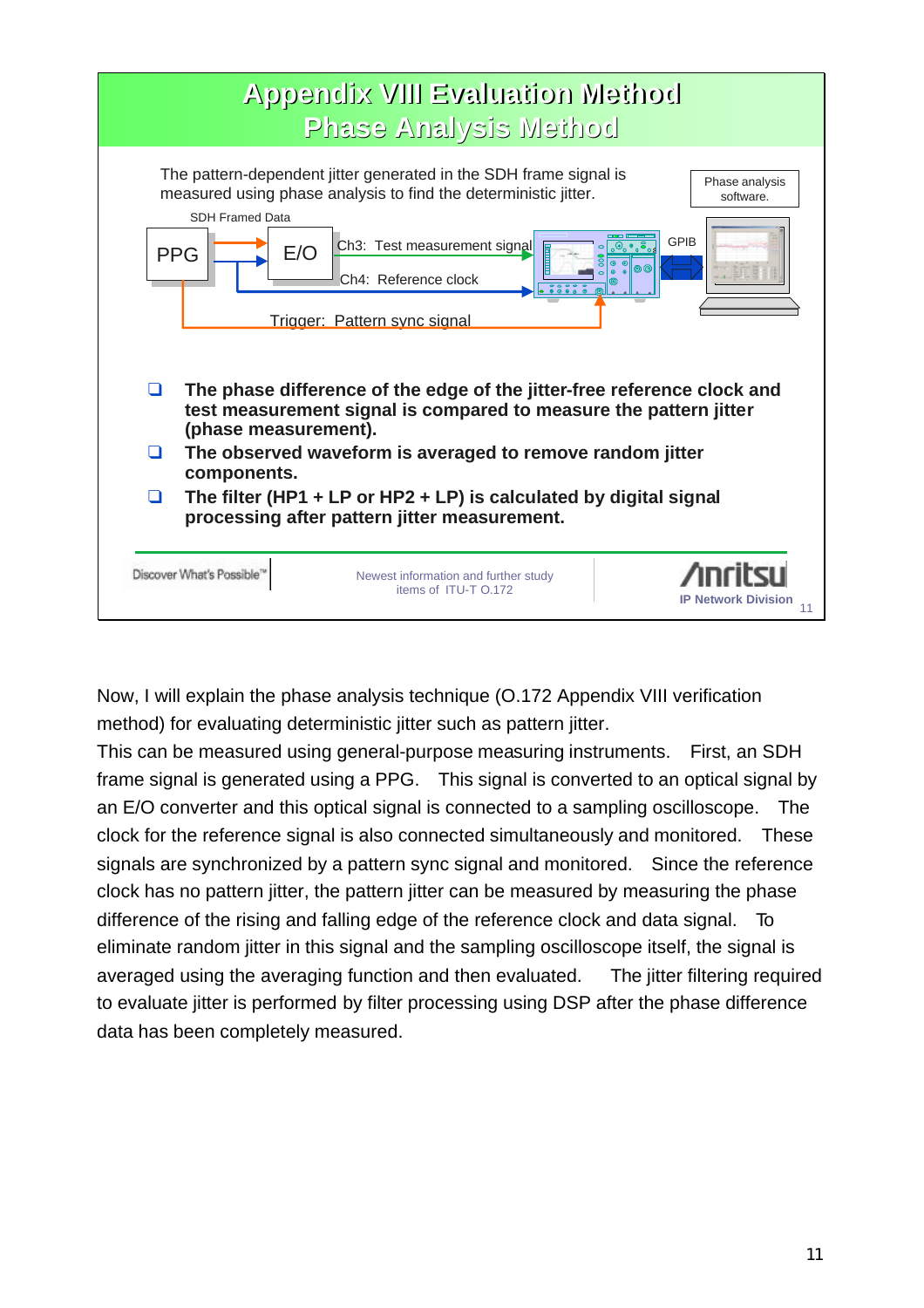# Appendix VIII Evaluation Method
## Phase Analysis Method

The pattern-dependent jitter generated in the SDH frame signal is measured using phase analysis to find the deterministic jitter.

Phase analysis software.

SDH Framed Data

PPG

E/O

Ch3: Test measurement signal

Ch4: Reference clock

GPIB

Trigger: Pattern sync signal

- **The phase difference of the edge of the jitter-free reference clock and test measurement signal is compared to measure the pattern jitter (phase measurement).**
- **The observed waveform is averaged to remove random jitter components.**
- **The filter (HP1 + LP or HP2 + LP) is calculated by digital signal processing after pattern jitter measurement.**

Discover What's Possible™ | Newest information and further study items of ITU-T O.172 | Anritsu IP Network Division

Now, I will explain the phase analysis technique (O.172 Appendix VIII verification method) for evaluating deterministic jitter such as pattern jitter.
This can be measured using general-purpose measuring instruments. First, an SDH frame signal is generated using a PPG. This signal is converted to an optical signal by an E/O converter and this optical signal is connected to a sampling oscilloscope. The clock for the reference signal is also connected simultaneously and monitored. These signals are synchronized by a pattern sync signal and monitored. Since the reference clock has no pattern jitter, the pattern jitter can be measured by measuring the phase difference of the rising and falling edge of the reference clock and data signal. To eliminate random jitter in this signal and the sampling oscilloscope itself, the signal is averaged using the averaging function and then evaluated. The jitter filtering required to evaluate jitter is performed by filter processing using DSP after the phase difference data has been completely measured.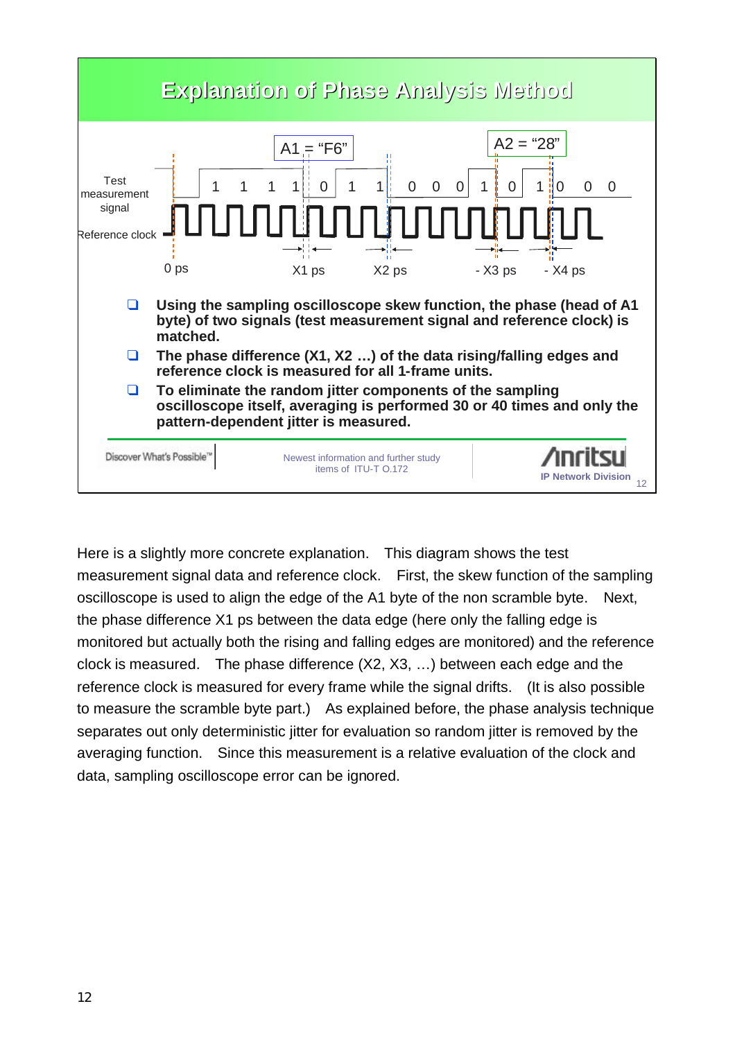## Explanation of Phase Analysis Method

A1 = "F6"  A2 = "28"

Test measurement signal: 1 1 1 1 0 1 1 0 0 0 1 0 1 0 0 0

Reference clock

0 ps  X1 ps  X2 ps  - X3 ps  - X4 ps

- Using the sampling oscilloscope skew function, the phase (head of A1 byte) of two signals (test measurement signal and reference clock) is matched.
- The phase difference (X1, X2 …) of the data rising/falling edges and reference clock is measured for all 1-frame units.
- To eliminate the random jitter components of the sampling oscilloscope itself, averaging is performed 30 or 40 times and only the pattern-dependent jitter is measured.

Discover What's Possible™ | Newest information and further study items of ITU-T O.172 | Anritsu IP Network Division

Here is a slightly more concrete explanation. This diagram shows the test measurement signal data and reference clock. First, the skew function of the sampling oscilloscope is used to align the edge of the A1 byte of the non scramble byte. Next, the phase difference X1 ps between the data edge (here only the falling edge is monitored but actually both the rising and falling edges are monitored) and the reference clock is measured. The phase difference (X2, X3, …) between each edge and the reference clock is measured for every frame while the signal drifts. (It is also possible to measure the scramble byte part.) As explained before, the phase analysis technique separates out only deterministic jitter for evaluation so random jitter is removed by the averaging function. Since this measurement is a relative evaluation of the clock and data, sampling oscilloscope error can be ignored.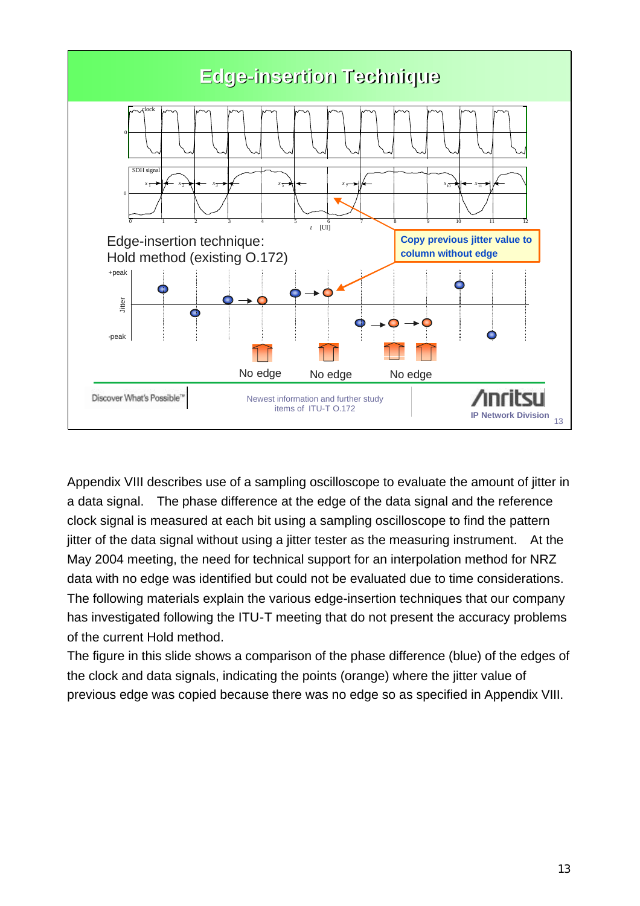## Edge-insertion Technique

Edge-insertion technique:
Hold method (existing O.172)

Copy previous jitter value to column without edge

No edge No edge No edge

Discover What's Possible™

Newest information and further study items of ITU-T O.172

Anritsu IP Network Division

Appendix VIII describes use of a sampling oscilloscope to evaluate the amount of jitter in a data signal. The phase difference at the edge of the data signal and the reference clock signal is measured at each bit using a sampling oscilloscope to find the pattern jitter of the data signal without using a jitter tester as the measuring instrument. At the May 2004 meeting, the need for technical support for an interpolation method for NRZ data with no edge was identified but could not be evaluated due to time considerations. The following materials explain the various edge-insertion techniques that our company has investigated following the ITU-T meeting that do not present the accuracy problems of the current Hold method.

The figure in this slide shows a comparison of the phase difference (blue) of the edges of the clock and data signals, indicating the points (orange) where the jitter value of previous edge was copied because there was no edge so as specified in Appendix VIII.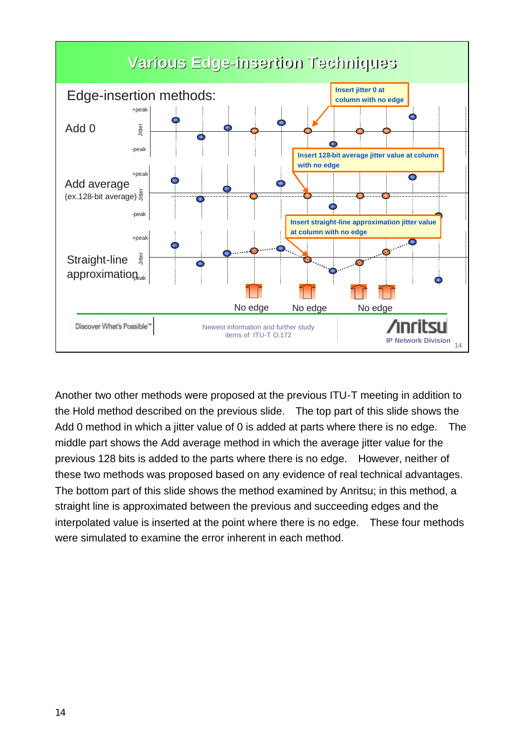## Various Edge-insertion Techniques

Edge-insertion methods:

- **Add 0** — Insert jitter 0 at column with no edge
- **Add average** (ex.128-bit average) — Insert 128-bit average jitter value at column with no edge
- **Straight-line approximation** — Insert straight-line approximation jitter value at column with no edge

No edge / No edge / No edge

Discover What's Possible™ | Newest information and further study items of ITU-T O.172 | Anritsu IP Network Division

Another two other methods were proposed at the previous ITU-T meeting in addition to the Hold method described on the previous slide. The top part of this slide shows the Add 0 method in which a jitter value of 0 is added at parts where there is no edge. The middle part shows the Add average method in which the average jitter value for the previous 128 bits is added to the parts where there is no edge. However, neither of these two methods was proposed based on any evidence of real technical advantages. The bottom part of this slide shows the method examined by Anritsu; in this method, a straight line is approximated between the previous and succeeding edges and the interpolated value is inserted at the point where there is no edge. These four methods were simulated to examine the error inherent in each method.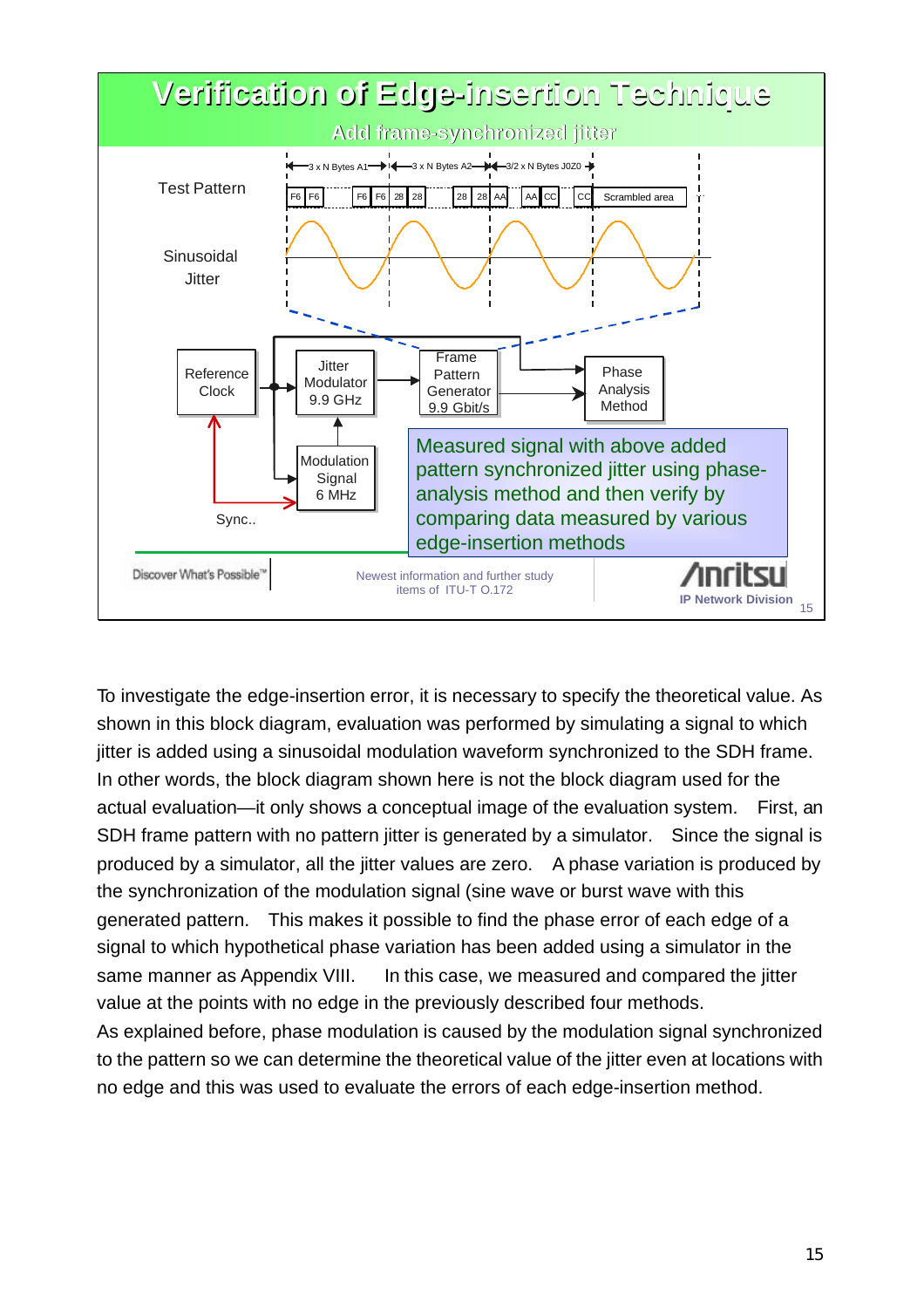# Verification of Edge-insertion Technique

## Add frame-synchronized jitter

Test Pattern

Sinusoidal Jitter

3 x N Bytes A1 — 3 x N Bytes A2 — 3/2 x N Bytes J0Z0

F6 F6 … F6 F6 28 28 … 28 28 AA … AA CC … CC Scrambled area

Reference Clock

Jitter Modulator 9.9 GHz

Frame Pattern Generator 9.9 Gbit/s

Phase Analysis Method

Modulation Signal 6 MHz

Sync..

Measured signal with above added pattern synchronized jitter using phase-analysis method and then verify by comparing data measured by various edge-insertion methods

Discover What's Possible™

Newest information and further study items of ITU-T O.172

Anritsu IP Network Division

To investigate the edge-insertion error, it is necessary to specify the theoretical value. As shown in this block diagram, evaluation was performed by simulating a signal to which jitter is added using a sinusoidal modulation waveform synchronized to the SDH frame. In other words, the block diagram shown here is not the block diagram used for the actual evaluation—it only shows a conceptual image of the evaluation system. First, an SDH frame pattern with no pattern jitter is generated by a simulator. Since the signal is produced by a simulator, all the jitter values are zero. A phase variation is produced by the synchronization of the modulation signal (sine wave or burst wave with this generated pattern. This makes it possible to find the phase error of each edge of a signal to which hypothetical phase variation has been added using a simulator in the same manner as Appendix VIII. In this case, we measured and compared the jitter value at the points with no edge in the previously described four methods.

As explained before, phase modulation is caused by the modulation signal synchronized to the pattern so we can determine the theoretical value of the jitter even at locations with no edge and this was used to evaluate the errors of each edge-insertion method.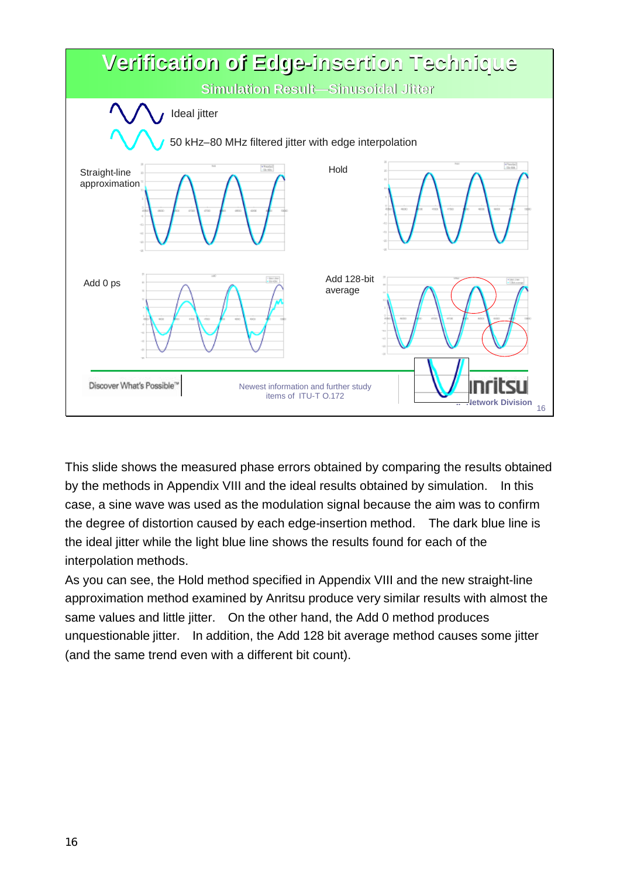## Verification of Edge-insertion Technique

### Simulation Result—Sinusoidal Jitter

Ideal jitter

50 kHz–80 MHz filtered jitter with edge interpolation

Straight-line approximation

Hold

Add 0 ps

Add 128-bit average

Discover What's Possible™

Newest information and further study items of ITU-T O.172

Anritsu Network Division

This slide shows the measured phase errors obtained by comparing the results obtained by the methods in Appendix VIII and the ideal results obtained by simulation. In this case, a sine wave was used as the modulation signal because the aim was to confirm the degree of distortion caused by each edge-insertion method. The dark blue line is the ideal jitter while the light blue line shows the results found for each of the interpolation methods.

As you can see, the Hold method specified in Appendix VIII and the new straight-line approximation method examined by Anritsu produce very similar results with almost the same values and little jitter. On the other hand, the Add 0 method produces unquestionable jitter. In addition, the Add 128 bit average method causes some jitter (and the same trend even with a different bit count).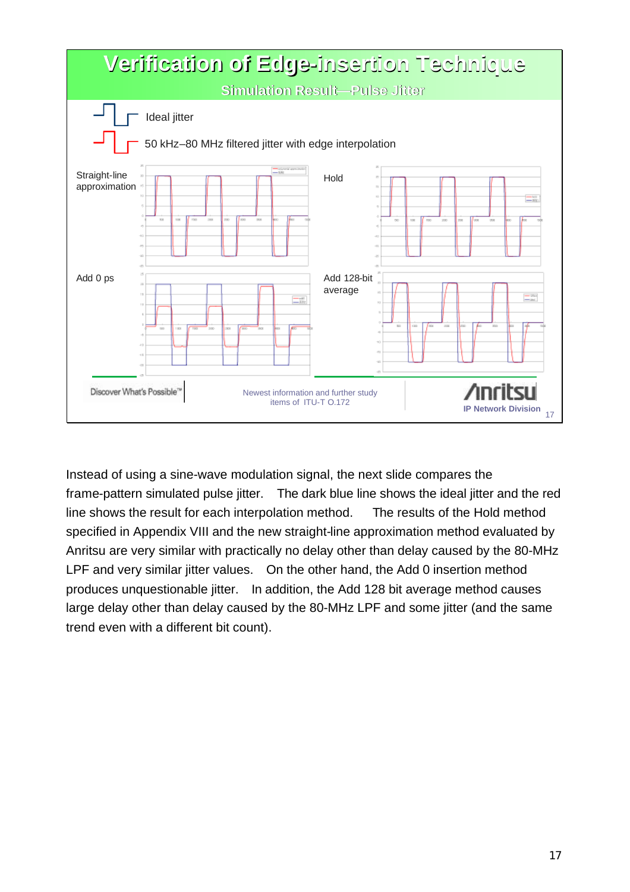# Verification of Edge-insertion Technique

## Simulation Result—Pulse Jitter

Ideal jitter

50 kHz–80 MHz filtered jitter with edge interpolation

Straight-line approximation

Hold

Add 0 ps

Add 128-bit average

Discover What's Possible™

Newest information and further study items of ITU-T O.172

Anritsu

IP Network Division

Instead of using a sine-wave modulation signal, the next slide compares the frame-pattern simulated pulse jitter. The dark blue line shows the ideal jitter and the red line shows the result for each interpolation method. The results of the Hold method specified in Appendix VIII and the new straight-line approximation method evaluated by Anritsu are very similar with practically no delay other than delay caused by the 80-MHz LPF and very similar jitter values. On the other hand, the Add 0 insertion method produces unquestionable jitter. In addition, the Add 128 bit average method causes large delay other than delay caused by the 80-MHz LPF and some jitter (and the same trend even with a different bit count).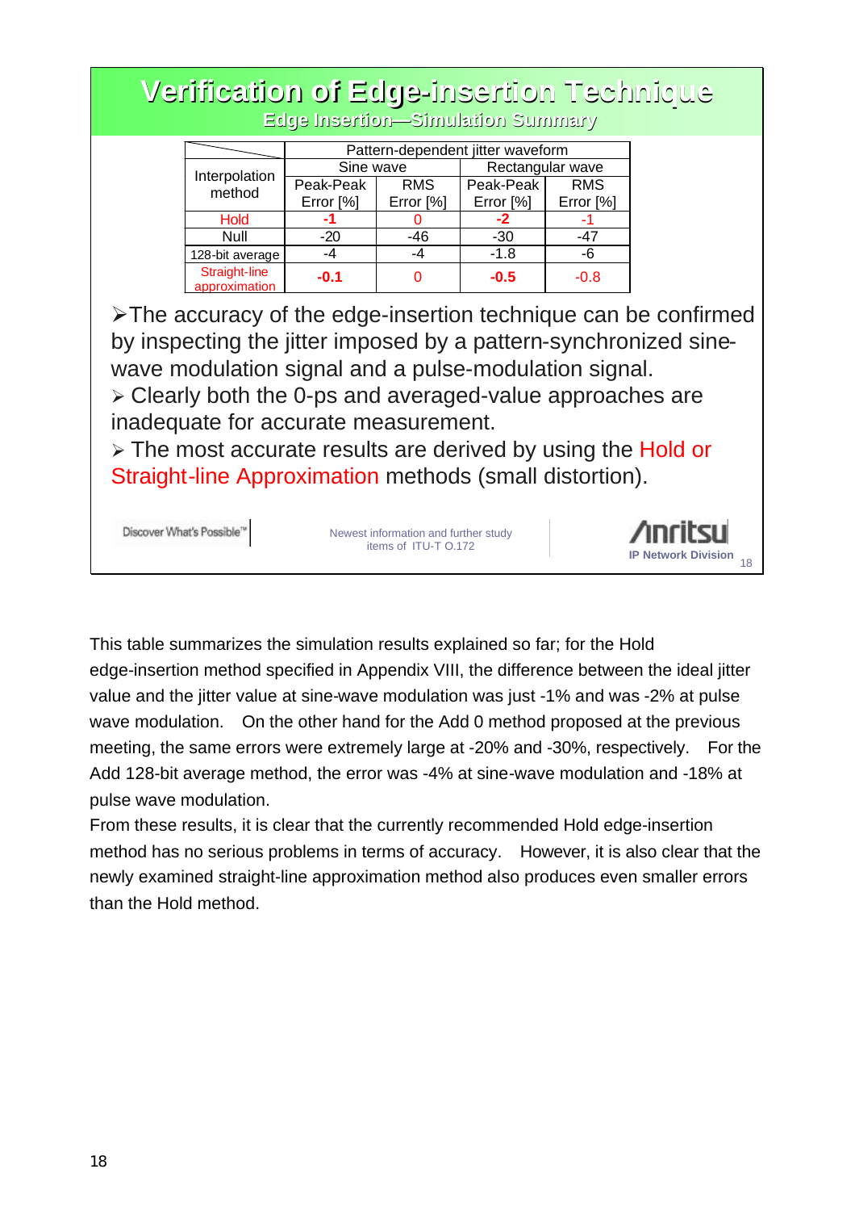# Verification of Edge-insertion Technique

## Edge Insertion—Simulation Summary

| Interpolation method | Pattern-dependent jitter waveform | | | |
|---|---|---|---|---|
| | Sine wave | | Rectangular wave | |
| | Peak-Peak Error [%] | RMS Error [%] | Peak-Peak Error [%] | RMS Error [%] |
| Hold | **-1** | 0 | **-2** | -1 |
| Null | -20 | -46 | -30 | -47 |
| 128-bit average | -4 | -4 | -1.8 | -6 |
| Straight-line approximation | **-0.1** | 0 | **-0.5** | -0.8 |

- The accuracy of the edge-insertion technique can be confirmed by inspecting the jitter imposed by a pattern-synchronized sine-wave modulation signal and a pulse-modulation signal.
- Clearly both the 0-ps and averaged-value approaches are inadequate for accurate measurement.
- The most accurate results are derived by using the Hold or Straight-line Approximation methods (small distortion).

Discover What's Possible™ | Newest information and further study items of ITU-T O.172 | Anritsu IP Network Division

This table summarizes the simulation results explained so far; for the Hold edge-insertion method specified in Appendix VIII, the difference between the ideal jitter value and the jitter value at sine-wave modulation was just -1% and was -2% at pulse wave modulation. On the other hand for the Add 0 method proposed at the previous meeting, the same errors were extremely large at -20% and -30%, respectively. For the Add 128-bit average method, the error was -4% at sine-wave modulation and -18% at pulse wave modulation.

From these results, it is clear that the currently recommended Hold edge-insertion method has no serious problems in terms of accuracy. However, it is also clear that the newly examined straight-line approximation method also produces even smaller errors than the Hold method.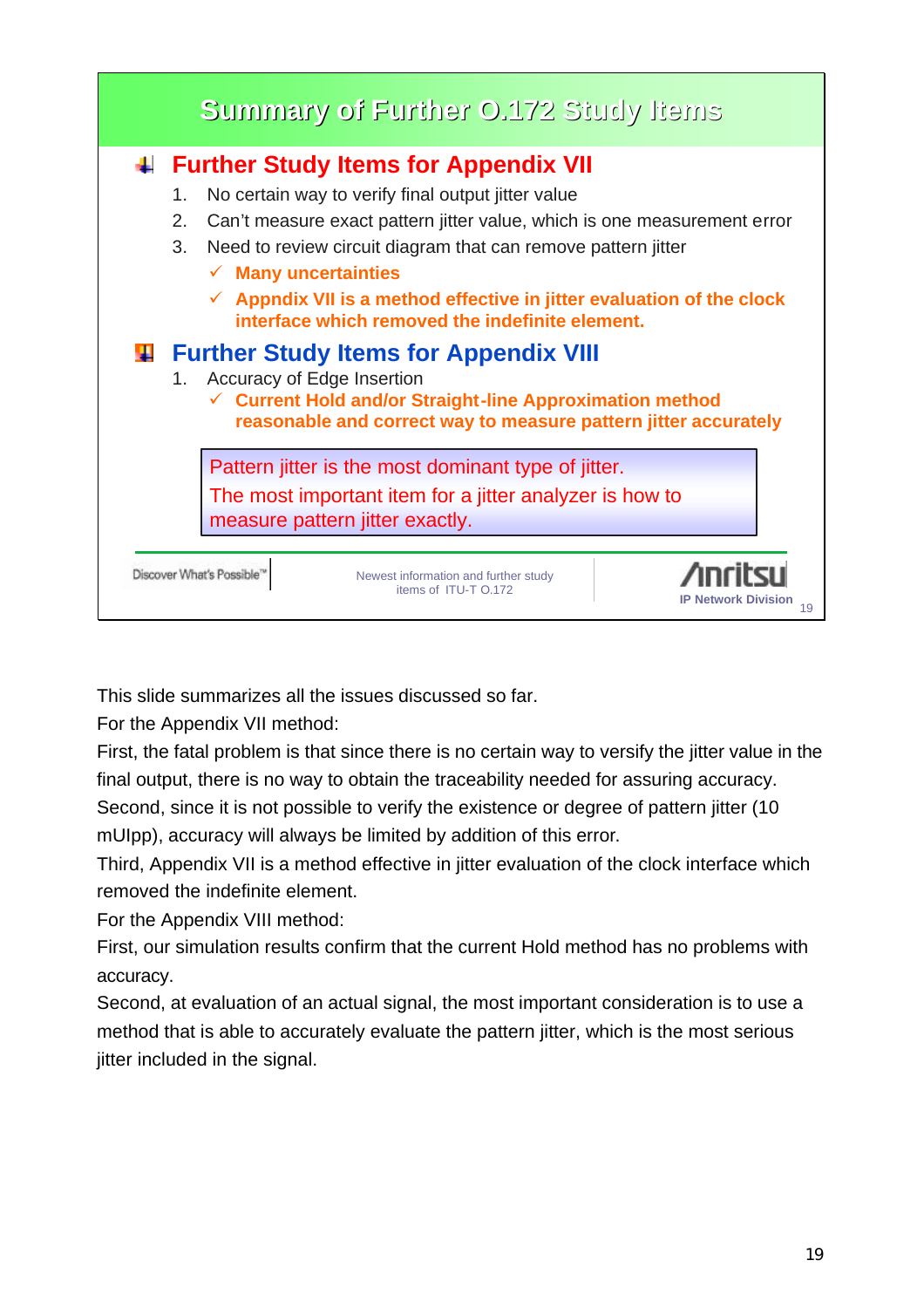## Summary of Further O.172 Study Items

### Further Study Items for Appendix VII

1. No certain way to verify final output jitter value
2. Can't measure exact pattern jitter value, which is one measurement error
3. Need to review circuit diagram that can remove pattern jitter
   - ✓ **Many uncertainties**
   - ✓ **Appndix VII is a method effective in jitter evaluation of the clock interface which removed the indefinite element.**

### Further Study Items for Appendix VIII

1. Accuracy of Edge Insertion
   - ✓ **Current Hold and/or Straight-line Approximation method reasonable and correct way to measure pattern jitter accurately**

> Pattern jitter is the most dominant type of jitter.
> The most important item for a jitter analyzer is how to measure pattern jitter exactly.

Discover What's Possible™ | Newest information and further study items of ITU-T O.172 | Anritsu IP Network Division

This slide summarizes all the issues discussed so far.

For the Appendix VII method:

First, the fatal problem is that since there is no certain way to versify the jitter value in the final output, there is no way to obtain the traceability needed for assuring accuracy.

Second, since it is not possible to verify the existence or degree of pattern jitter (10 mUIpp), accuracy will always be limited by addition of this error.

Third, Appendix VII is a method effective in jitter evaluation of the clock interface which removed the indefinite element.

For the Appendix VIII method:

First, our simulation results confirm that the current Hold method has no problems with accuracy.

Second, at evaluation of an actual signal, the most important consideration is to use a method that is able to accurately evaluate the pattern jitter, which is the most serious jitter included in the signal.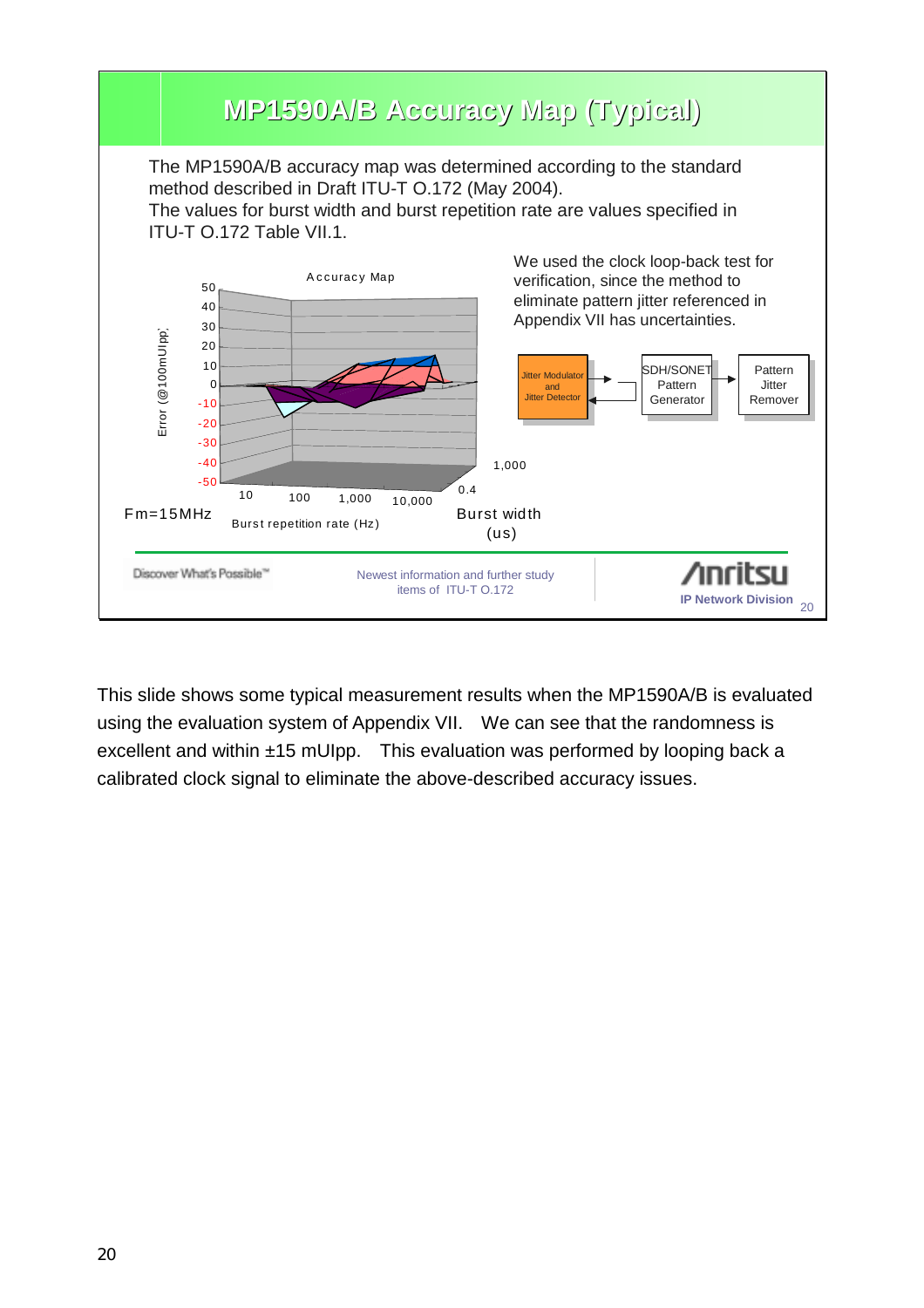## MP1590A/B Accuracy Map (Typical)

The MP1590A/B accuracy map was determined according to the standard method described in Draft ITU-T O.172 (May 2004).
The values for burst width and burst repetition rate are values specified in ITU-T O.172 Table VII.1.

Accuracy Map

Error (@100mUIpp)

50, 40, 30, 20, 10, 0, -10, -20, -30, -40, -50

Fm=15MHz

Burst repetition rate (Hz): 10, 100, 1,000, 10,000

Burst width (us): 0.4, 1,000

We used the clock loop-back test for verification, since the method to eliminate pattern jitter referenced in Appendix VII has uncertainties.

Jitter Modulator and Jitter Detector → SDH/SONET Pattern Generator → Pattern Jitter Remover

Discover What's Possible™

Newest information and further study items of ITU-T O.172

Anritsu IP Network Division

This slide shows some typical measurement results when the MP1590A/B is evaluated using the evaluation system of Appendix VII. We can see that the randomness is excellent and within ±15 mUIpp. This evaluation was performed by looping back a calibrated clock signal to eliminate the above-described accuracy issues.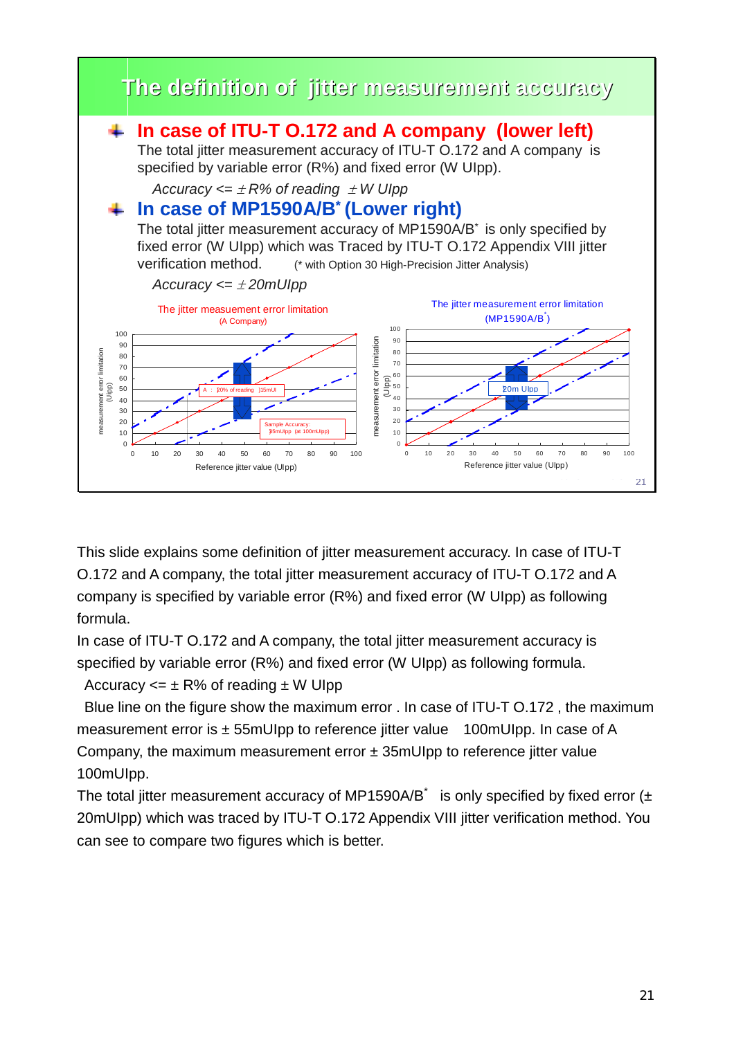## The definition of jitter measurement accuracy

- **In case of ITU-T O.172 and A company (lower left)**
  The total jitter measurement accuracy of ITU-T O.172 and A company is specified by variable error (R%) and fixed error (W UIpp).

  *Accuracy <= ± R% of reading ± W UIpp*

- **In case of MP1590A/B\* (Lower right)**
  The total jitter measurement accuracy of MP1590A/B\* is only specified by fixed error (W UIpp) which was Traced by ITU-T O.172 Appendix VIII jitter verification method. (\* with Option 30 High-Precision Jitter Analysis)

  *Accuracy <= ± 20mUIpp*

The jitter measuement error limitation (A Company)

The jitter measurement error limitation (MP1590A/B\*)

This slide explains some definition of jitter measurement accuracy. In case of ITU-T O.172 and A company, the total jitter measurement accuracy of ITU-T O.172 and A company is specified by variable error (R%) and fixed error (W UIpp) as following formula.

In case of ITU-T O.172 and A company, the total jitter measurement accuracy is specified by variable error (R%) and fixed error (W UIpp) as following formula.

Accuracy <= ± R% of reading ± W UIpp

Blue line on the figure show the maximum error . In case of ITU-T O.172 , the maximum measurement error is ± 55mUIpp to reference jitter value 100mUIpp. In case of A Company, the maximum measurement error ± 35mUIpp to reference jitter value 100mUIpp.

The total jitter measurement accuracy of MP1590A/B\* is only specified by fixed error (± 20mUIpp) which was traced by ITU-T O.172 Appendix VIII jitter verification method. You can see to compare two figures which is better.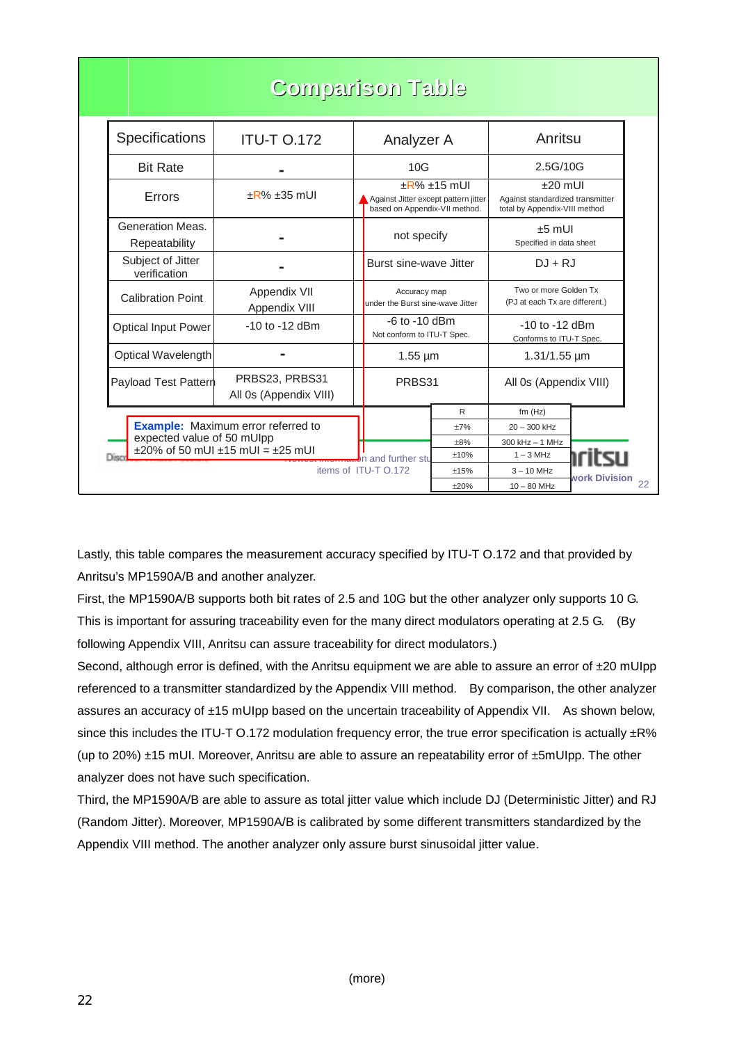## Comparison Table

| Specifications | ITU-T O.172 | Analyzer A | Anritsu |
|---|---|---|---|
| Bit Rate | - | 10G | 2.5G/10G |
| Errors | ±R% ±35 mUI | ±R% ±15 mUI<br>Against Jitter except pattern jitter based on Appendix-VII method. | ±20 mUI<br>Against standardized transmitter total by Appendix-VIII method |
| Generation Meas. Repeatability | - | not specify | ±5 mUI<br>Specified in data sheet |
| Subject of Jitter verification | - | Burst sine-wave Jitter | DJ + RJ |
| Calibration Point | Appendix VII<br>Appendix VIII | Accuracy map under the Burst sine-wave Jitter | Two or more Golden Tx<br>(PJ at each Tx are different.) |
| Optical Input Power | -10 to -12 dBm | -6 to -10 dBm<br>Not conform to ITU-T Spec. | -10 to -12 dBm<br>Conforms to ITU-T Spec. |
| Optical Wavelength | - | 1.55 µm | 1.31/1.55 µm |
| Payload Test Pattern | PRBS23, PRBS31<br>All 0s (Appendix VIII) | PRBS31 | All 0s (Appendix VIII) |

| R | fm (Hz) |
|---|---|
| ±7% | 20 – 300 kHz |
| ±8% | 300 kHz – 1 MHz |
| ±10% | 1 – 3 MHz |
| ±15% | 3 – 10 MHz |
| ±20% | 10 – 80 MHz |

**Example:** Maximum error referred to expected value of 50 mUIpp
±20% of 50 mUI ±15 mUI = ±25 mUI

...n and further study items of ITU-T O.172

Lastly, this table compares the measurement accuracy specified by ITU-T O.172 and that provided by Anritsu's MP1590A/B and another analyzer.

First, the MP1590A/B supports both bit rates of 2.5 and 10G but the other analyzer only supports 10 G. This is important for assuring traceability even for the many direct modulators operating at 2.5 G. (By following Appendix VIII, Anritsu can assure traceability for direct modulators.)

Second, although error is defined, with the Anritsu equipment we are able to assure an error of ±20 mUIpp referenced to a transmitter standardized by the Appendix VIII method. By comparison, the other analyzer assures an accuracy of ±15 mUIpp based on the uncertain traceability of Appendix VII. As shown below, since this includes the ITU-T O.172 modulation frequency error, the true error specification is actually ±R% (up to 20%) ±15 mUI. Moreover, Anritsu are able to assure an repeatability error of ±5mUIpp. The other analyzer does not have such specification.

Third, the MP1590A/B are able to assure as total jitter value which include DJ (Deterministic Jitter) and RJ (Random Jitter). Moreover, MP1590A/B is calibrated by some different transmitters standardized by the Appendix VIII method. The another analyzer only assure burst sinusoidal jitter value.

(more)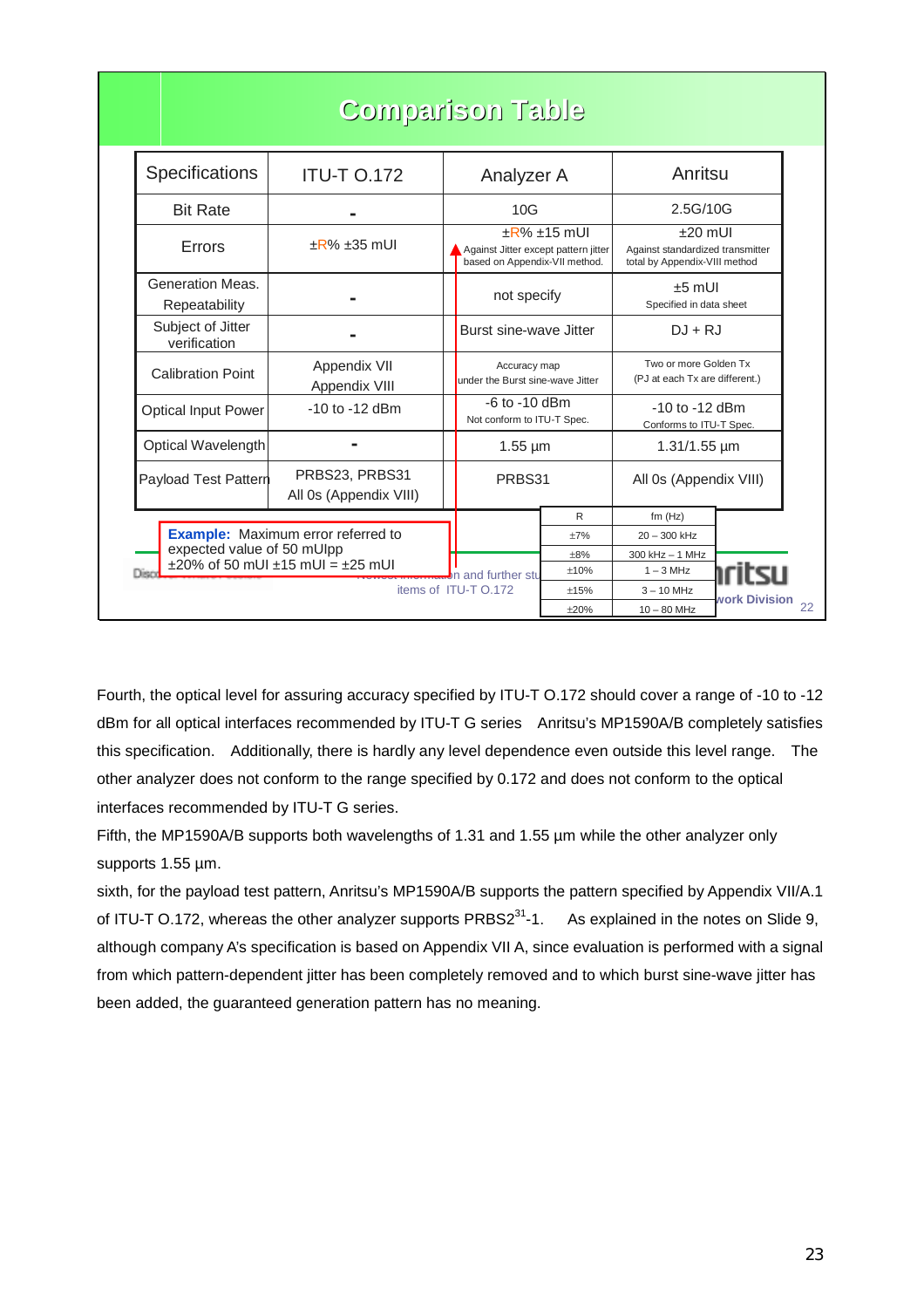# Comparison Table

| Specifications | ITU-T O.172 | Analyzer A | Anritsu |
|---|---|---|---|
| Bit Rate | - | 10G | 2.5G/10G |
| Errors | ±R% ±35 mUI | ±R% ±15 mUI<br>Against Jitter except pattern jitter based on Appendix-VII method. | ±20 mUI<br>Against standardized transmitter total by Appendix-VIII method |
| Generation Meas. Repeatability | - | not specify | ±5 mUI<br>Specified in data sheet |
| Subject of Jitter verification | - | Burst sine-wave Jitter | DJ + RJ |
| Calibration Point | Appendix VII<br>Appendix VIII | Accuracy map under the Burst sine-wave Jitter | Two or more Golden Tx<br>(PJ at each Tx are different.) |
| Optical Input Power | -10 to -12 dBm | -6 to -10 dBm<br>Not conform to ITU-T Spec. | -10 to -12 dBm<br>Conforms to ITU-T Spec. |
| Optical Wavelength | - | 1.55 µm | 1.31/1.55 µm |
| Payload Test Pattern | PRBS23, PRBS31<br>All 0s (Appendix VIII) | PRBS31 | All 0s (Appendix VIII) |

| R | fm (Hz) |
|---|---|
| ±7% | 20 – 300 kHz |
| ±8% | 300 kHz – 1 MHz |
| ±10% | 1 – 3 MHz |
| ±15% | 3 – 10 MHz |
| ±20% | 10 – 80 MHz |

**Example:** Maximum error referred to expected value of 50 mUIpp
±20% of 50 mUI ±15 mUI = ±25 mUI

...n and further study items of ITU-T O.172

Fourth, the optical level for assuring accuracy specified by ITU-T O.172 should cover a range of -10 to -12 dBm for all optical interfaces recommended by ITU-T G series Anritsu's MP1590A/B completely satisfies this specification. Additionally, there is hardly any level dependence even outside this level range. The other analyzer does not conform to the range specified by 0.172 and does not conform to the optical interfaces recommended by ITU-T G series.

Fifth, the MP1590A/B supports both wavelengths of 1.31 and 1.55 µm while the other analyzer only supports 1.55 µm.

sixth, for the payload test pattern, Anritsu's MP1590A/B supports the pattern specified by Appendix VII/A.1 of ITU-T O.172, whereas the other analyzer supports PRBS$2^{31}$-1. As explained in the notes on Slide 9, although company A's specification is based on Appendix VII A, since evaluation is performed with a signal from which pattern-dependent jitter has been completely removed and to which burst sine-wave jitter has been added, the guaranteed generation pattern has no meaning.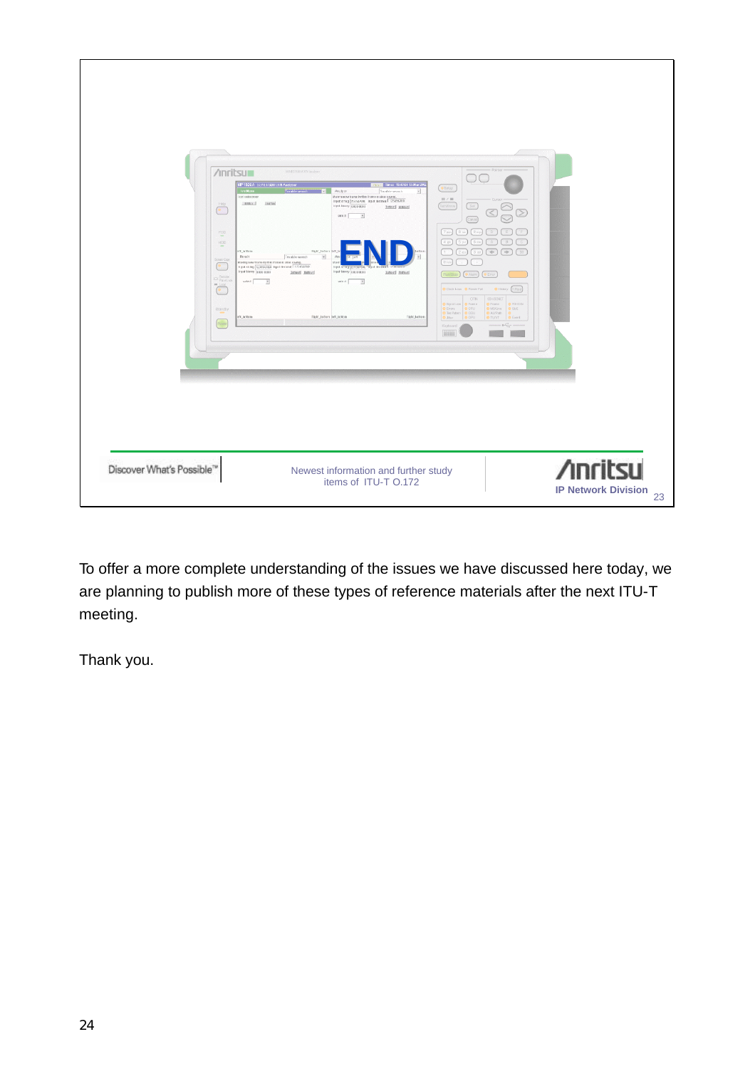END

Discover What's Possible™

Newest information and further study items of ITU-T O.172

Anritsu
IP Network Division

To offer a more complete understanding of the issues we have discussed here today, we are planning to publish more of these types of reference materials after the next ITU-T meeting.

Thank you.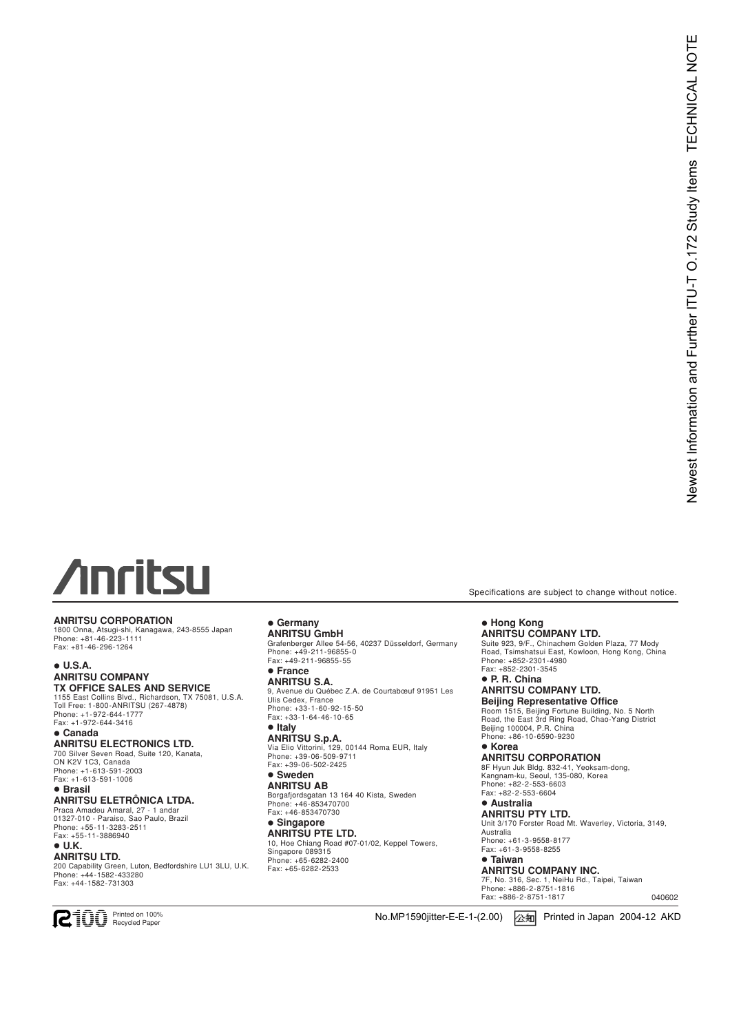Newest Information and Further ITU-T O.172 Study Items TECHNICAL NOTE

Specifications are subject to change without notice.

**ANRITSU CORPORATION**
1800 Onna, Atsugi-shi, Kanagawa, 243-8555 Japan
Phone: +81-46-223-1111
Fax: +81-46-296-1264

- **U.S.A.**

**ANRITSU COMPANY**
**TX OFFICE SALES AND SERVICE**
1155 East Collins Blvd., Richardson, TX 75081, U.S.A.
Toll Free: 1-800-ANRITSU (267-4878)
Phone: +1-972-644-1777
Fax: +1-972-644-3416

- **Canada**

**ANRITSU ELECTRONICS LTD.**
700 Silver Seven Road, Suite 120, Kanata, ON K2V 1C3, Canada
Phone: +1-613-591-2003
Fax: +1-613-591-1006

- **Brasil**

**ANRITSU ELETRÔNICA LTDA.**
Praca Amadeu Amaral, 27 - 1 andar
01327-010 - Paraiso, Sao Paulo, Brazil
Phone: +55-11-3283-2511
Fax: +55-11-3886940

- **U.K.**

**ANRITSU LTD.**
200 Capability Green, Luton, Bedfordshire LU1 3LU, U.K.
Phone: +44-1582-433280
Fax: +44-1582-731303

- **Germany**

**ANRITSU GmbH**
Grafenberger Allee 54-56, 40237 Düsseldorf, Germany
Phone: +49-211-96855-0
Fax: +49-211-96855-55

- **France**

**ANRITSU S.A.**
9, Avenue du Québec Z.A. de Courtabœuf 91951 Les Ulis Cedex, France
Phone: +33-1-60-92-15-50
Fax: +33-1-64-46-10-65

- **Italy**

**ANRITSU S.p.A.**
Via Elio Vittorini, 129, 00144 Roma EUR, Italy
Phone: +39-06-509-9711
Fax: +39-06-502-2425

- **Sweden**

**ANRITSU AB**
Borgafjordsgatan 13 164 40 Kista, Sweden
Phone: +46-853470700
Fax: +46-853470730

- **Singapore**

**ANRITSU PTE LTD.**
10, Hoe Chiang Road #07-01/02, Keppel Towers, Singapore 089315
Phone: +65-6282-2400
Fax: +65-6282-2533

- **Hong Kong**

**ANRITSU COMPANY LTD.**
Suite 923, 9/F., Chinachem Golden Plaza, 77 Mody Road, Tsimshatsui East, Kowloon, Hong Kong, China
Phone: +852-2301-4980
Fax: +852-2301-3545

- **P. R. China**

**ANRITSU COMPANY LTD.**
**Beijing Representative Office**
Room 1515, Beijing Fortune Building, No. 5 North Road, the East 3rd Ring Road, Chao-Yang District Beijing 100004, P.R. China
Phone: +86-10-6590-9230

- **Korea**

**ANRITSU CORPORATION**
8F Hyun Juk Bldg. 832-41, Yeoksam-dong, Kangnam-ku, Seoul, 135-080, Korea
Phone: +82-2-553-6603
Fax: +82-2-553-6604

- **Australia**

**ANRITSU PTY LTD.**
Unit 3/170 Forster Road Mt. Waverley, Victoria, 3149, Australia
Phone: +61-3-9558-8177
Fax: +61-3-9558-8255

- **Taiwan**

**ANRITSU COMPANY INC.**
7F, No. 316, Sec. 1, NeiHu Rd., Taipei, Taiwan
Phone: +886-2-8751-1816
Fax: +886-2-8751-1817

040602

Printed on 100% Recycled Paper

No.MP1590jitter-E-E-1-(2.00) 公知 Printed in Japan 2004-12 AKD